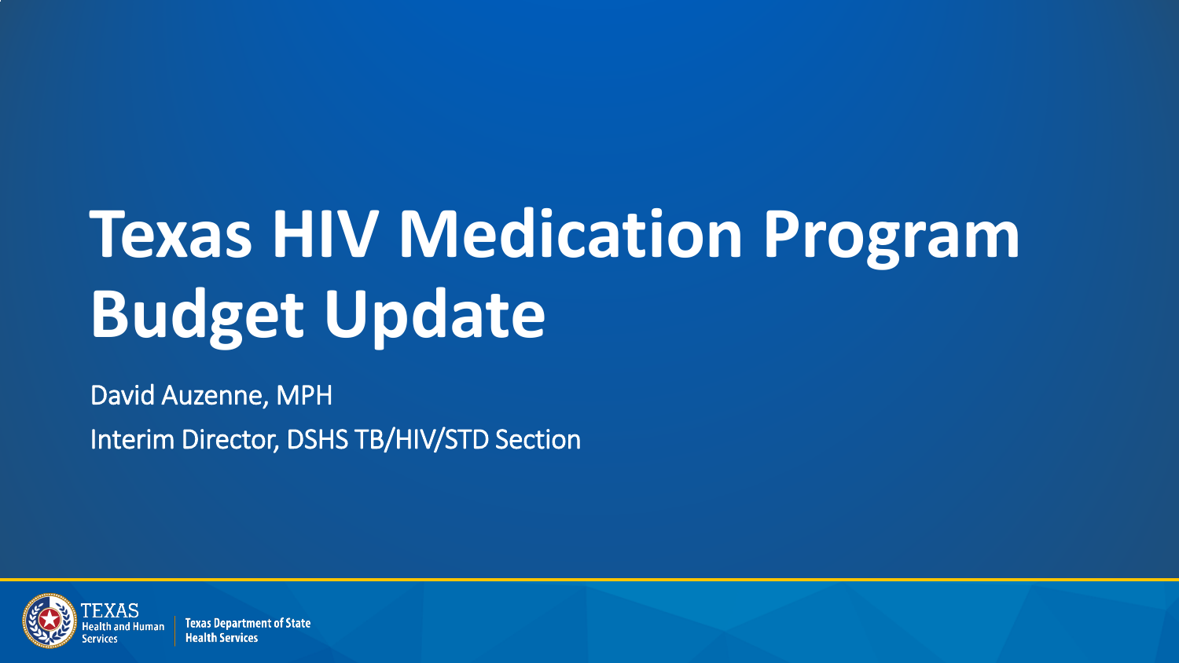# Texas HIV Medication Program Budget Update

David Auzenne, MPH

Interim Director, DSHS TB/HIV/STD Section

TEXAS Health and Human Services | Texas Department of State Health Services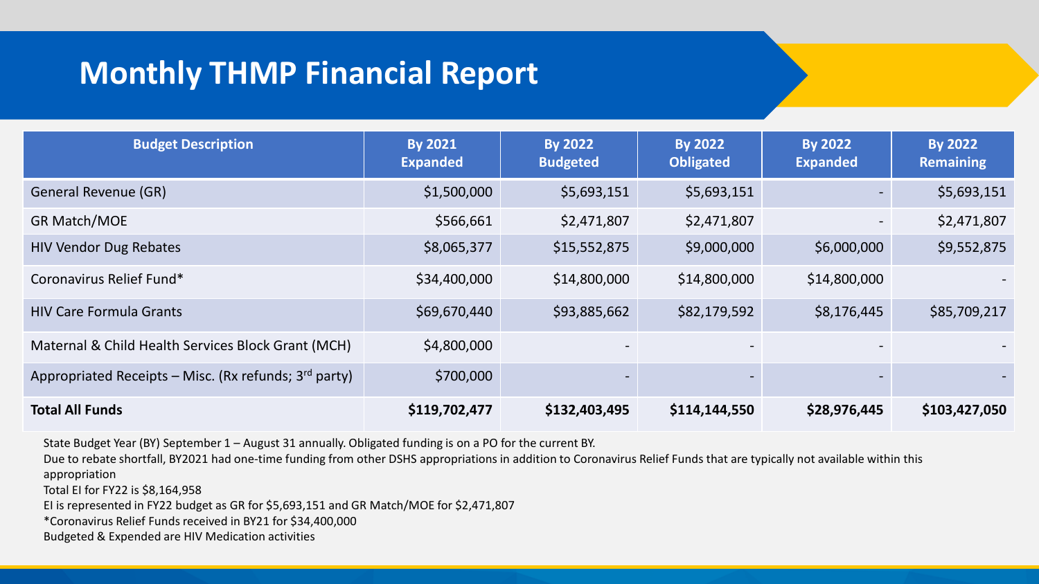# Monthly THMP Financial Report

| Budget Description | By 2021 Expanded | By 2022 Budgeted | By 2022 Obligated | By 2022 Expanded | By 2022 Remaining |
|---|---|---|---|---|---|
| General Revenue (GR) | $1,500,000 | $5,693,151 | $5,693,151 | - | $5,693,151 |
| GR Match/MOE | $566,661 | $2,471,807 | $2,471,807 | - | $2,471,807 |
| HIV Vendor Dug Rebates | $8,065,377 | $15,552,875 | $9,000,000 | $6,000,000 | $9,552,875 |
| Coronavirus Relief Fund* | $34,400,000 | $14,800,000 | $14,800,000 | $14,800,000 | - |
| HIV Care Formula Grants | $69,670,440 | $93,885,662 | $82,179,592 | $8,176,445 | $85,709,217 |
| Maternal & Child Health Services Block Grant (MCH) | $4,800,000 | - | - | - | - |
| Appropriated Receipts – Misc. (Rx refunds; 3rd party) | $700,000 | - | - | - | - |
| **Total All Funds** | **$119,702,477** | **$132,403,495** | **$114,144,550** | **$28,976,445** | **$103,427,050** |

State Budget Year (BY) September 1 – August 31 annually. Obligated funding is on a PO for the current BY.

Due to rebate shortfall, BY2021 had one-time funding from other DSHS appropriations in addition to Coronavirus Relief Funds that are typically not available within this appropriation

Total EI for FY22 is $8,164,958

EI is represented in FY22 budget as GR for $5,693,151 and GR Match/MOE for $2,471,807

*Coronavirus Relief Funds received in BY21 for $34,400,000

Budgeted & Expended are HIV Medication activities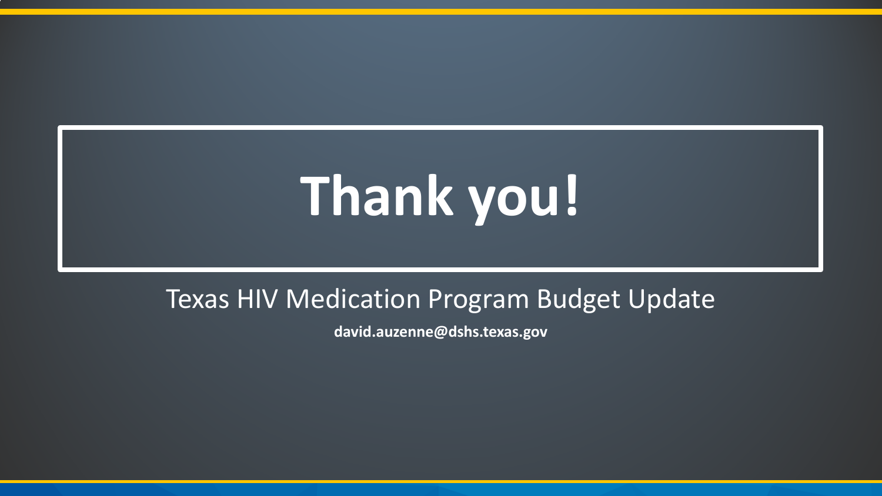# Thank you!

Texas HIV Medication Program Budget Update

**david.auzenne@dshs.texas.gov**